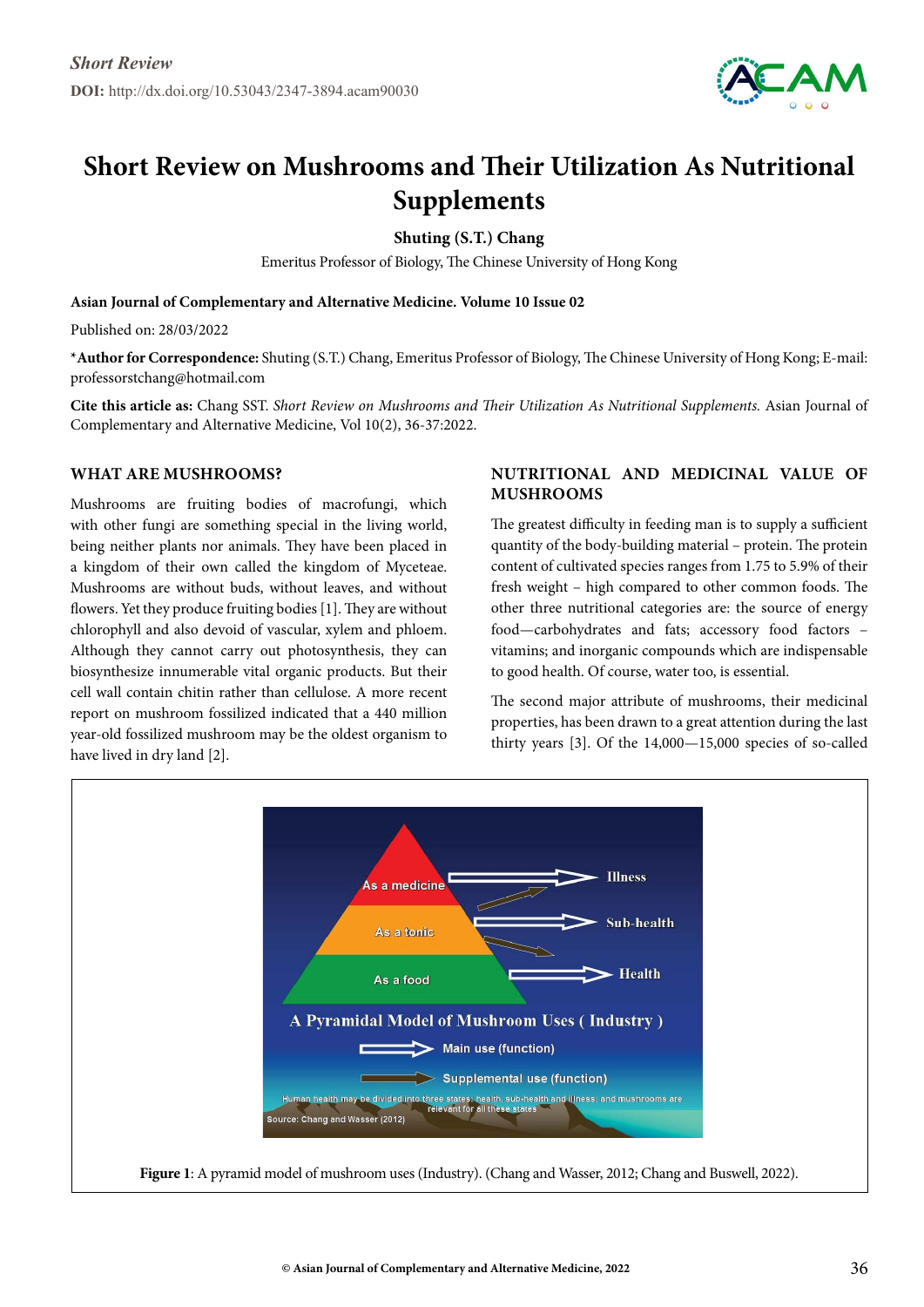*Short Review*

**DOI:** http://dx.doi.org/10.53043/2347-3894.acam90030

# Short Review on Mushrooms and Their Utilization As Nutritional Supplements

**Shuting (S.T.) Chang**

Emeritus Professor of Biology, The Chinese University of Hong Kong

**Asian Journal of Complementary and Alternative Medicine. Volume 10 Issue 02**

Published on: 28/03/2022

***Author for Correspondence:** Shuting (S.T.) Chang, Emeritus Professor of Biology, The Chinese University of Hong Kong; E-mail: professorstchang@hotmail.com

**Cite this article as:** Chang SST. *Short Review on Mushrooms and Their Utilization As Nutritional Supplements.* Asian Journal of Complementary and Alternative Medicine, Vol 10(2), 36-37:2022.

## WHAT ARE MUSHROOMS?

Mushrooms are fruiting bodies of macrofungi, which with other fungi are something special in the living world, being neither plants nor animals. They have been placed in a kingdom of their own called the kingdom of Myceteae. Mushrooms are without buds, without leaves, and without flowers. Yet they produce fruiting bodies [1]. They are without chlorophyll and also devoid of vascular, xylem and phloem. Although they cannot carry out photosynthesis, they can biosynthesize innumerable vital organic products. But their cell wall contain chitin rather than cellulose. A more recent report on mushroom fossilized indicated that a 440 million year-old fossilized mushroom may be the oldest organism to have lived in dry land [2].

## NUTRITIONAL AND MEDICINAL VALUE OF MUSHROOMS

The greatest difficulty in feeding man is to supply a sufficient quantity of the body-building material – protein. The protein content of cultivated species ranges from 1.75 to 5.9% of their fresh weight – high compared to other common foods. The other three nutritional categories are: the source of energy food—carbohydrates and fats; accessory food factors – vitamins; and inorganic compounds which are indispensable to good health. Of course, water too, is essential.

The second major attribute of mushrooms, their medicinal properties, has been drawn to a great attention during the last thirty years [3]. Of the 14,000—15,000 species of so-called

**Figure 1**: A pyramid model of mushroom uses (Industry). (Chang and Wasser, 2012; Chang and Buswell, 2022).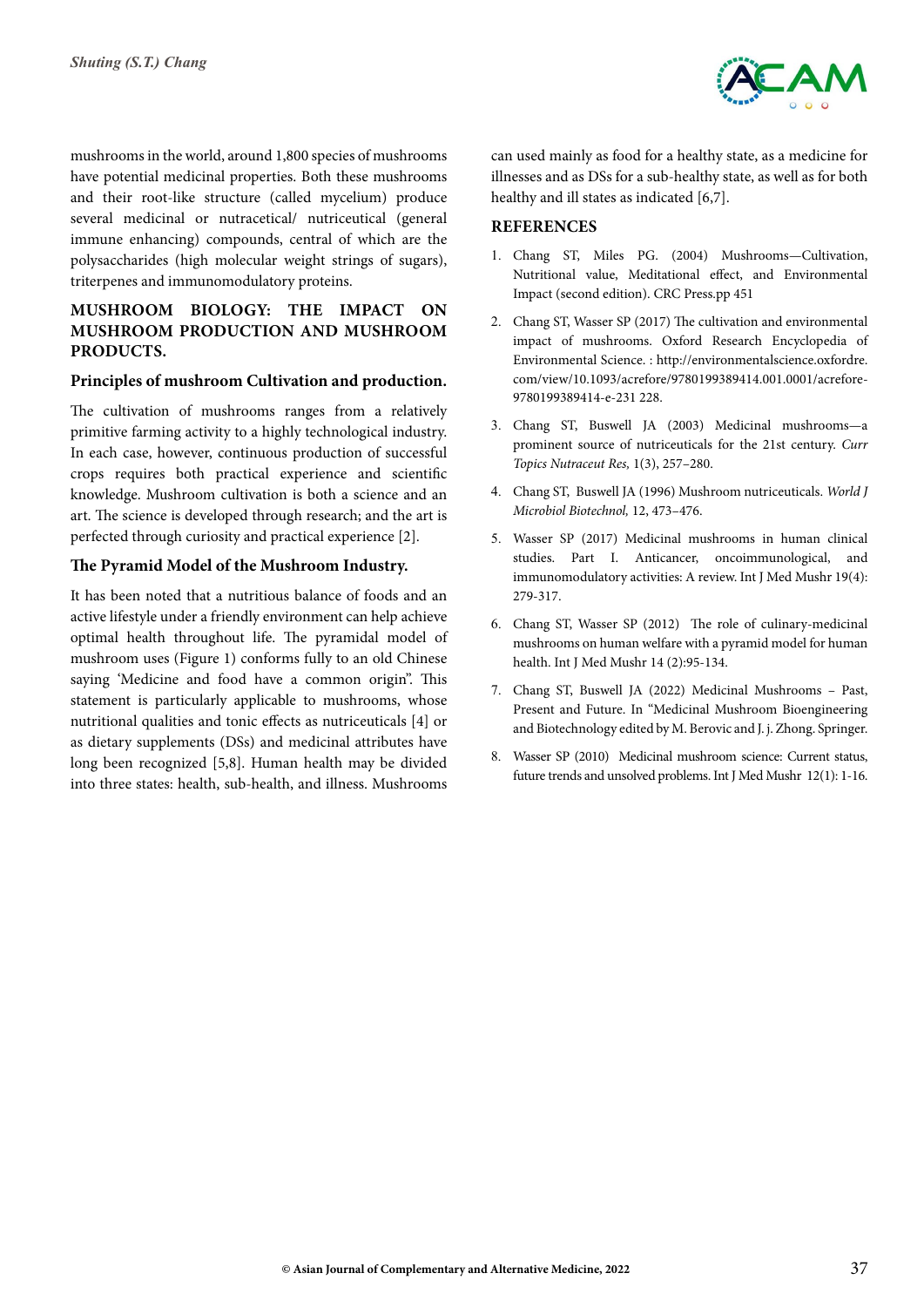mushrooms in the world, around 1,800 species of mushrooms have potential medicinal properties. Both these mushrooms and their root-like structure (called mycelium) produce several medicinal or nutracetical/ nutriceutical (general immune enhancing) compounds, central of which are the polysaccharides (high molecular weight strings of sugars), triterpenes and immunomodulatory proteins.

## MUSHROOM BIOLOGY: THE IMPACT ON MUSHROOM PRODUCTION AND MUSHROOM PRODUCTS.

### Principles of mushroom Cultivation and production.

The cultivation of mushrooms ranges from a relatively primitive farming activity to a highly technological industry. In each case, however, continuous production of successful crops requires both practical experience and scientific knowledge. Mushroom cultivation is both a science and an art. The science is developed through research; and the art is perfected through curiosity and practical experience [2].

### The Pyramid Model of the Mushroom Industry.

It has been noted that a nutritious balance of foods and an active lifestyle under a friendly environment can help achieve optimal health throughout life. The pyramidal model of mushroom uses (Figure 1) conforms fully to an old Chinese saying 'Medicine and food have a common origin''. This statement is particularly applicable to mushrooms, whose nutritional qualities and tonic effects as nutriceuticals [4] or as dietary supplements (DSs) and medicinal attributes have long been recognized [5,8]. Human health may be divided into three states: health, sub-health, and illness. Mushrooms can used mainly as food for a healthy state, as a medicine for illnesses and as DSs for a sub-healthy state, as well as for both healthy and ill states as indicated [6,7].

## REFERENCES

1. Chang ST, Miles PG. (2004) Mushrooms—Cultivation, Nutritional value, Meditational effect, and Environmental Impact (second edition). CRC Press.pp 451
2. Chang ST, Wasser SP (2017) The cultivation and environmental impact of mushrooms. Oxford Research Encyclopedia of Environmental Science. : http://environmentalscience.oxfordre.com/view/10.1093/acrefore/9780199389414.001.0001/acrefore-9780199389414-e-231 228.
3. Chang ST, Buswell JA (2003) Medicinal mushrooms—a prominent source of nutriceuticals for the 21st century. *Curr Topics Nutraceut Res,* 1(3), 257–280.
4. Chang ST, Buswell JA (1996) Mushroom nutriceuticals. *World J Microbiol Biotechnol,* 12, 473–476.
5. Wasser SP (2017) Medicinal mushrooms in human clinical studies. Part I. Anticancer, oncoimmunological, and immunomodulatory activities: A review. Int J Med Mushr 19(4): 279-317.
6. Chang ST, Wasser SP (2012) The role of culinary-medicinal mushrooms on human welfare with a pyramid model for human health. Int J Med Mushr 14 (2):95-134.
7. Chang ST, Buswell JA (2022) Medicinal Mushrooms – Past, Present and Future. In "Medicinal Mushroom Bioengineering and Biotechnology edited by M. Berovic and J. j. Zhong. Springer.
8. Wasser SP (2010) Medicinal mushroom science: Current status, future trends and unsolved problems. Int J Med Mushr 12(1): 1-16.